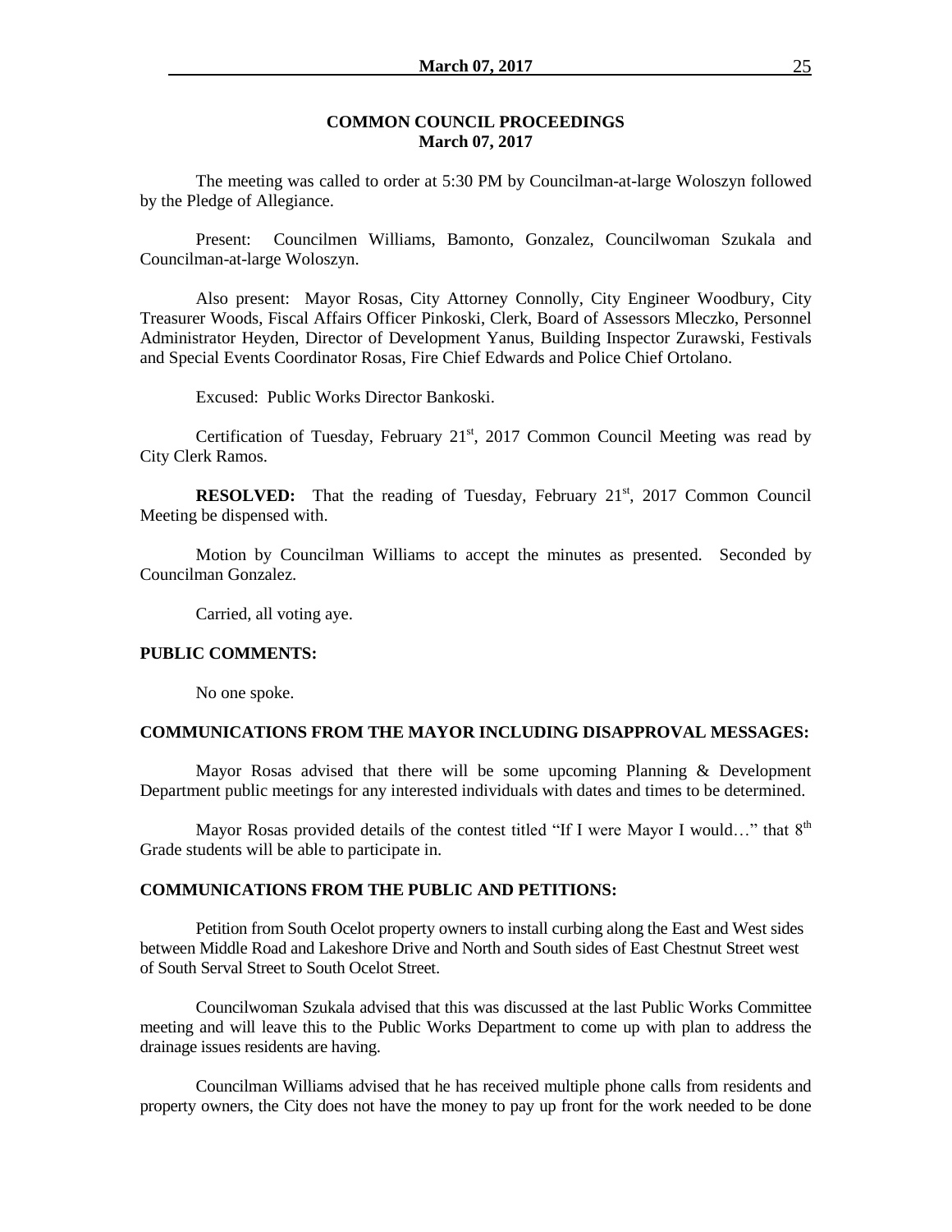## COMMON COUNCIL PROCEEDINGS
## March 07, 2017

The meeting was called to order at 5:30 PM by Councilman-at-large Woloszyn followed by the Pledge of Allegiance.

Present: Councilmen Williams, Bamonto, Gonzalez, Councilwoman Szukala and Councilman-at-large Woloszyn.

Also present: Mayor Rosas, City Attorney Connolly, City Engineer Woodbury, City Treasurer Woods, Fiscal Affairs Officer Pinkoski, Clerk, Board of Assessors Mleczko, Personnel Administrator Heyden, Director of Development Yanus, Building Inspector Zurawski, Festivals and Special Events Coordinator Rosas, Fire Chief Edwards and Police Chief Ortolano.

Excused: Public Works Director Bankoski.

Certification of Tuesday, February 21st, 2017 Common Council Meeting was read by City Clerk Ramos.

**RESOLVED:** That the reading of Tuesday, February 21st, 2017 Common Council Meeting be dispensed with.

Motion by Councilman Williams to accept the minutes as presented. Seconded by Councilman Gonzalez.

Carried, all voting aye.

**PUBLIC COMMENTS:**

No one spoke.

**COMMUNICATIONS FROM THE MAYOR INCLUDING DISAPPROVAL MESSAGES:**

Mayor Rosas advised that there will be some upcoming Planning & Development Department public meetings for any interested individuals with dates and times to be determined.

Mayor Rosas provided details of the contest titled "If I were Mayor I would…" that 8th Grade students will be able to participate in.

**COMMUNICATIONS FROM THE PUBLIC AND PETITIONS:**

Petition from South Ocelot property owners to install curbing along the East and West sides between Middle Road and Lakeshore Drive and North and South sides of East Chestnut Street west of South Serval Street to South Ocelot Street.

Councilwoman Szukala advised that this was discussed at the last Public Works Committee meeting and will leave this to the Public Works Department to come up with plan to address the drainage issues residents are having.

Councilman Williams advised that he has received multiple phone calls from residents and property owners, the City does not have the money to pay up front for the work needed to be done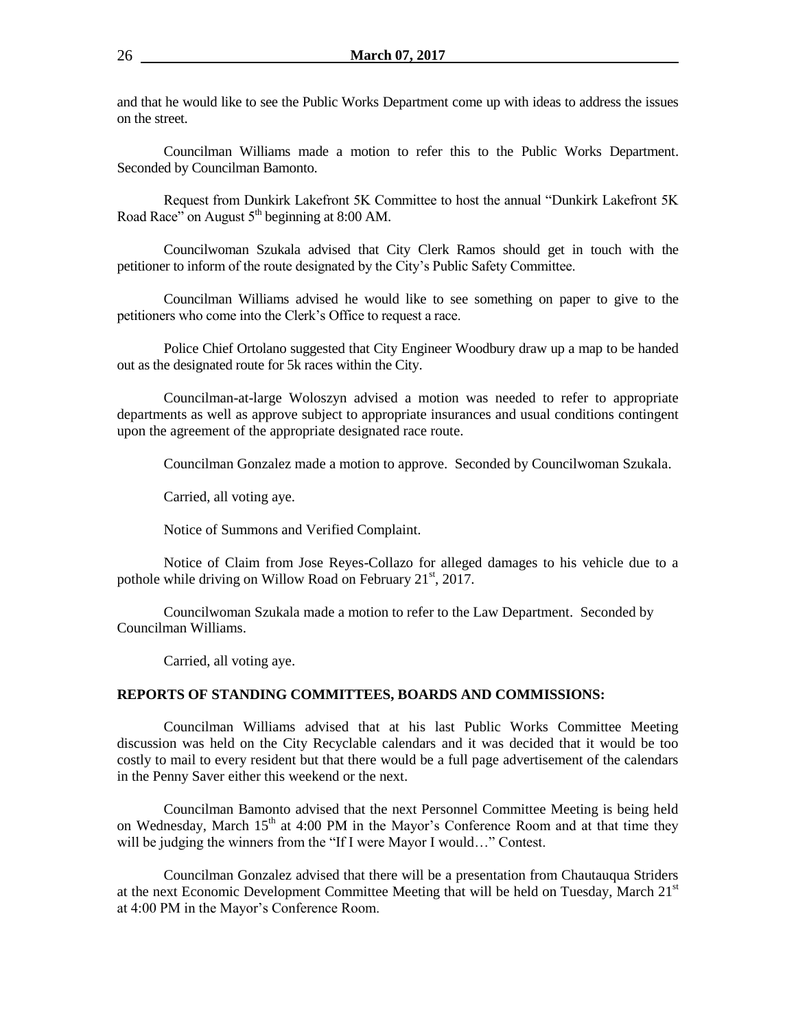and that he would like to see the Public Works Department come up with ideas to address the issues on the street.

Councilman Williams made a motion to refer this to the Public Works Department. Seconded by Councilman Bamonto.

Request from Dunkirk Lakefront 5K Committee to host the annual "Dunkirk Lakefront 5K Road Race" on August 5th beginning at 8:00 AM.

Councilwoman Szukala advised that City Clerk Ramos should get in touch with the petitioner to inform of the route designated by the City's Public Safety Committee.

Councilman Williams advised he would like to see something on paper to give to the petitioners who come into the Clerk's Office to request a race.

Police Chief Ortolano suggested that City Engineer Woodbury draw up a map to be handed out as the designated route for 5k races within the City.

Councilman-at-large Woloszyn advised a motion was needed to refer to appropriate departments as well as approve subject to appropriate insurances and usual conditions contingent upon the agreement of the appropriate designated race route.

Councilman Gonzalez made a motion to approve. Seconded by Councilwoman Szukala.

Carried, all voting aye.

Notice of Summons and Verified Complaint.

Notice of Claim from Jose Reyes-Collazo for alleged damages to his vehicle due to a pothole while driving on Willow Road on February 21st, 2017.

Councilwoman Szukala made a motion to refer to the Law Department. Seconded by Councilman Williams.

Carried, all voting aye.

**REPORTS OF STANDING COMMITTEES, BOARDS AND COMMISSIONS:**

Councilman Williams advised that at his last Public Works Committee Meeting discussion was held on the City Recyclable calendars and it was decided that it would be too costly to mail to every resident but that there would be a full page advertisement of the calendars in the Penny Saver either this weekend or the next.

Councilman Bamonto advised that the next Personnel Committee Meeting is being held on Wednesday, March 15th at 4:00 PM in the Mayor's Conference Room and at that time they will be judging the winners from the "If I were Mayor I would…" Contest.

Councilman Gonzalez advised that there will be a presentation from Chautauqua Striders at the next Economic Development Committee Meeting that will be held on Tuesday, March 21st at 4:00 PM in the Mayor's Conference Room.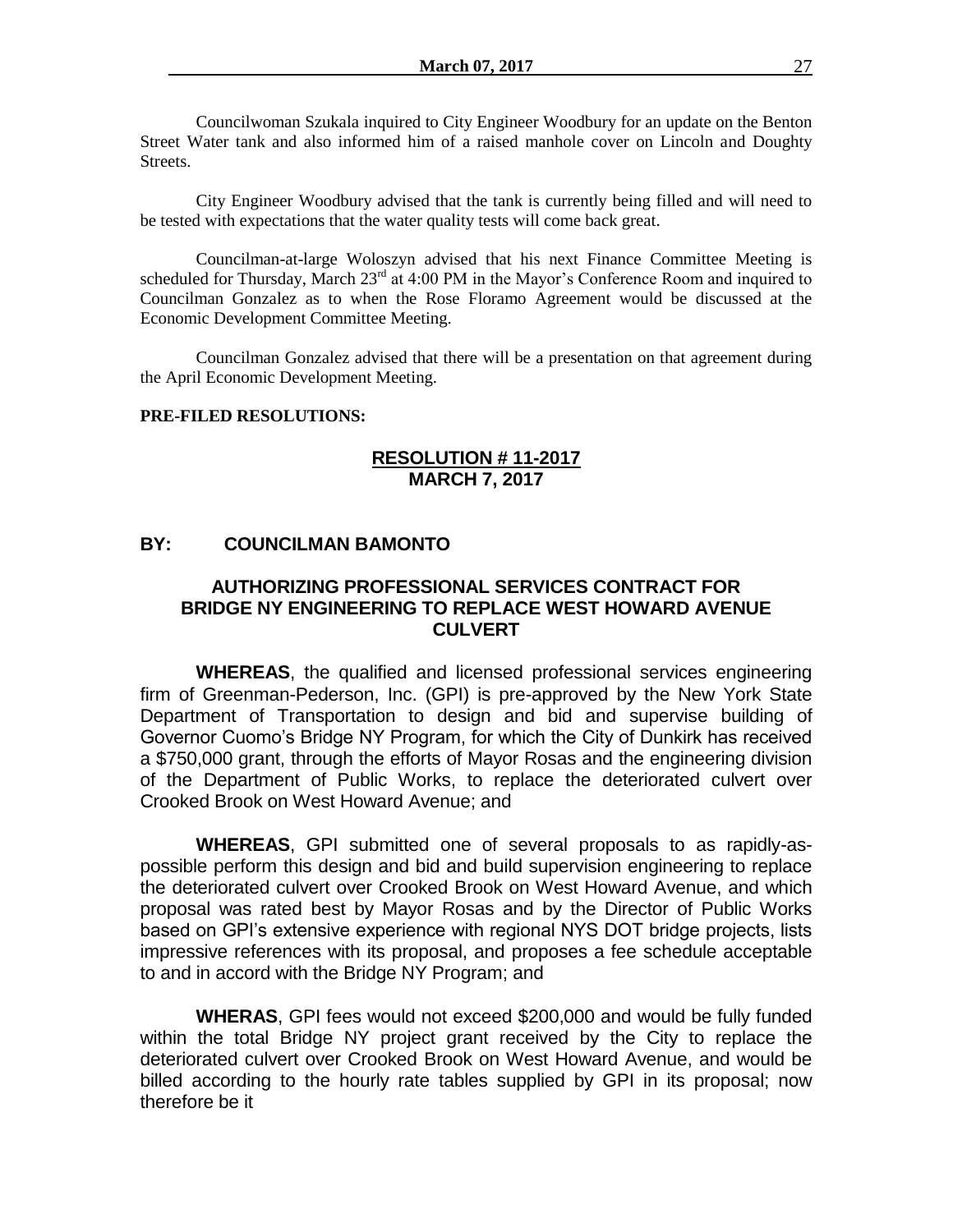Councilwoman Szukala inquired to City Engineer Woodbury for an update on the Benton Street Water tank and also informed him of a raised manhole cover on Lincoln and Doughty Streets.

City Engineer Woodbury advised that the tank is currently being filled and will need to be tested with expectations that the water quality tests will come back great.

Councilman-at-large Woloszyn advised that his next Finance Committee Meeting is scheduled for Thursday, March 23rd at 4:00 PM in the Mayor's Conference Room and inquired to Councilman Gonzalez as to when the Rose Floramo Agreement would be discussed at the Economic Development Committee Meeting.

Councilman Gonzalez advised that there will be a presentation on that agreement during the April Economic Development Meeting.

**PRE-FILED RESOLUTIONS:**

**RESOLUTION # 11-2017**
**MARCH 7, 2017**

**BY: COUNCILMAN BAMONTO**

**AUTHORIZING PROFESSIONAL SERVICES CONTRACT FOR BRIDGE NY ENGINEERING TO REPLACE WEST HOWARD AVENUE CULVERT**

**WHEREAS**, the qualified and licensed professional services engineering firm of Greenman-Pederson, Inc. (GPI) is pre-approved by the New York State Department of Transportation to design and bid and supervise building of Governor Cuomo's Bridge NY Program, for which the City of Dunkirk has received a $750,000 grant, through the efforts of Mayor Rosas and the engineering division of the Department of Public Works, to replace the deteriorated culvert over Crooked Brook on West Howard Avenue; and

**WHEREAS**, GPI submitted one of several proposals to as rapidly-as-possible perform this design and bid and build supervision engineering to replace the deteriorated culvert over Crooked Brook on West Howard Avenue, and which proposal was rated best by Mayor Rosas and by the Director of Public Works based on GPI's extensive experience with regional NYS DOT bridge projects, lists impressive references with its proposal, and proposes a fee schedule acceptable to and in accord with the Bridge NY Program; and

**WHERAS**, GPI fees would not exceed $200,000 and would be fully funded within the total Bridge NY project grant received by the City to replace the deteriorated culvert over Crooked Brook on West Howard Avenue, and would be billed according to the hourly rate tables supplied by GPI in its proposal; now therefore be it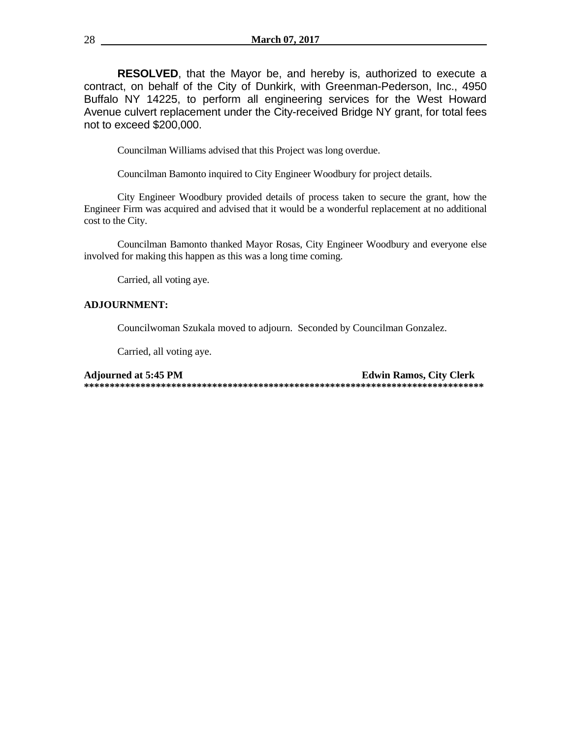**RESOLVED**, that the Mayor be, and hereby is, authorized to execute a contract, on behalf of the City of Dunkirk, with Greenman-Pederson, Inc., 4950 Buffalo NY 14225, to perform all engineering services for the West Howard Avenue culvert replacement under the City-received Bridge NY grant, for total fees not to exceed $200,000.

Councilman Williams advised that this Project was long overdue.

Councilman Bamonto inquired to City Engineer Woodbury for project details.

City Engineer Woodbury provided details of process taken to secure the grant, how the Engineer Firm was acquired and advised that it would be a wonderful replacement at no additional cost to the City.

Councilman Bamonto thanked Mayor Rosas, City Engineer Woodbury and everyone else involved for making this happen as this was a long time coming.

Carried, all voting aye.

**ADJOURNMENT:**

Councilwoman Szukala moved to adjourn. Seconded by Councilman Gonzalez.

Carried, all voting aye.

**Adjourned at 5:45 PM** **Edwin Ramos, City Clerk**

**\*\*\*\*\*\*\*\*\*\*\*\*\*\*\*\*\*\*\*\*\*\*\*\*\*\*\*\*\*\*\*\*\*\*\*\*\*\*\*\*\*\*\*\*\*\*\*\*\*\*\*\*\*\*\*\*\*\*\*\*\*\*\*\*\*\*\*\*\*\*\*\*\*\*\*\*\*\*\*\***